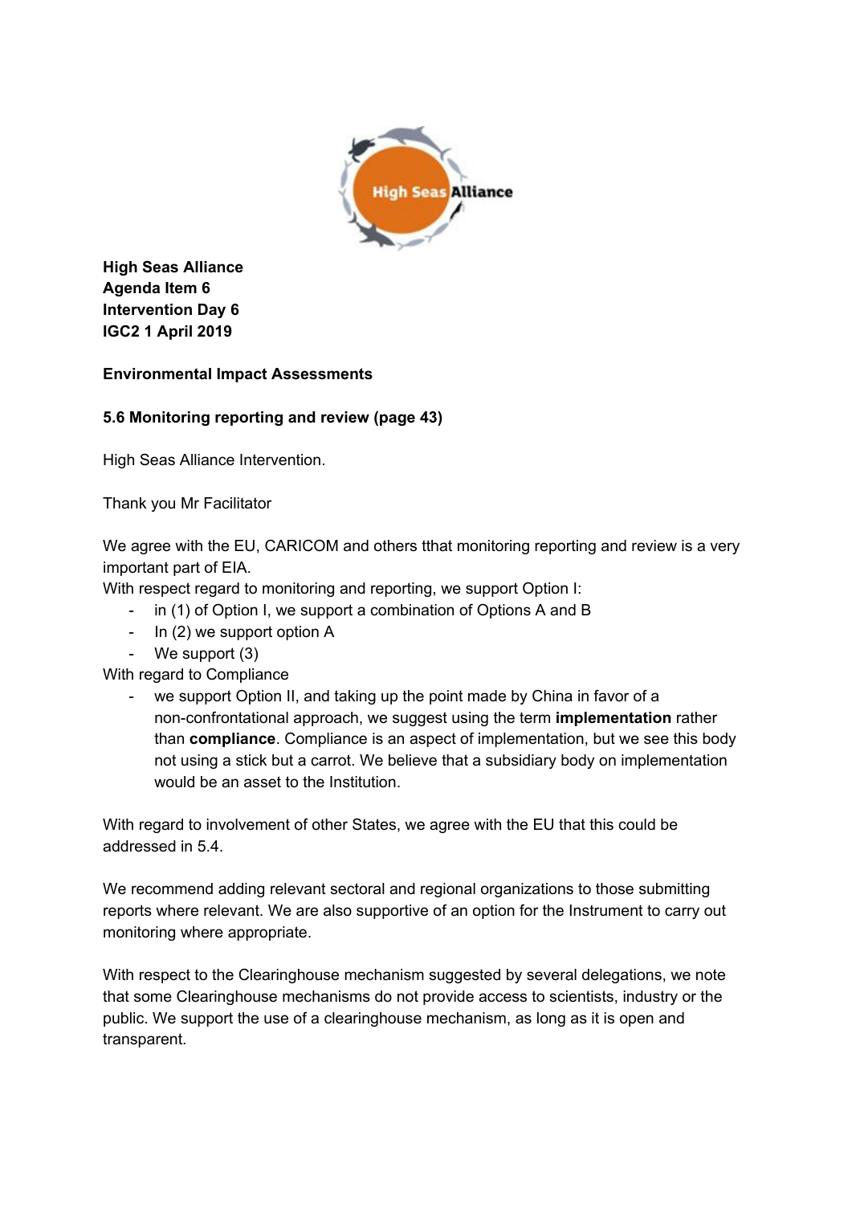**High Seas Alliance**
**Agenda Item 6**
**Intervention Day 6**
**IGC2 1 April 2019**

**Environmental Impact Assessments**

**5.6 Monitoring reporting and review (page 43)**

High Seas Alliance Intervention.

Thank you Mr Facilitator

We agree with the EU, CARICOM and others tthat monitoring reporting and review is a very important part of EIA.

With respect regard to monitoring and reporting, we support Option I:

- in (1) of Option I, we support a combination of Options A and B
- In (2) we support option A
- We support (3)

With regard to Compliance

- we support Option II, and taking up the point made by China in favor of a non-confrontational approach, we suggest using the term **implementation** rather than **compliance**. Compliance is an aspect of implementation, but we see this body not using a stick but a carrot. We believe that a subsidiary body on implementation would be an asset to the Institution.

With regard to involvement of other States, we agree with the EU that this could be addressed in 5.4.

We recommend adding relevant sectoral and regional organizations to those submitting reports where relevant. We are also supportive of an option for the Instrument to carry out monitoring where appropriate.

With respect to the Clearinghouse mechanism suggested by several delegations, we note that some Clearinghouse mechanisms do not provide access to scientists, industry or the public. We support the use of a clearinghouse mechanism, as long as it is open and transparent.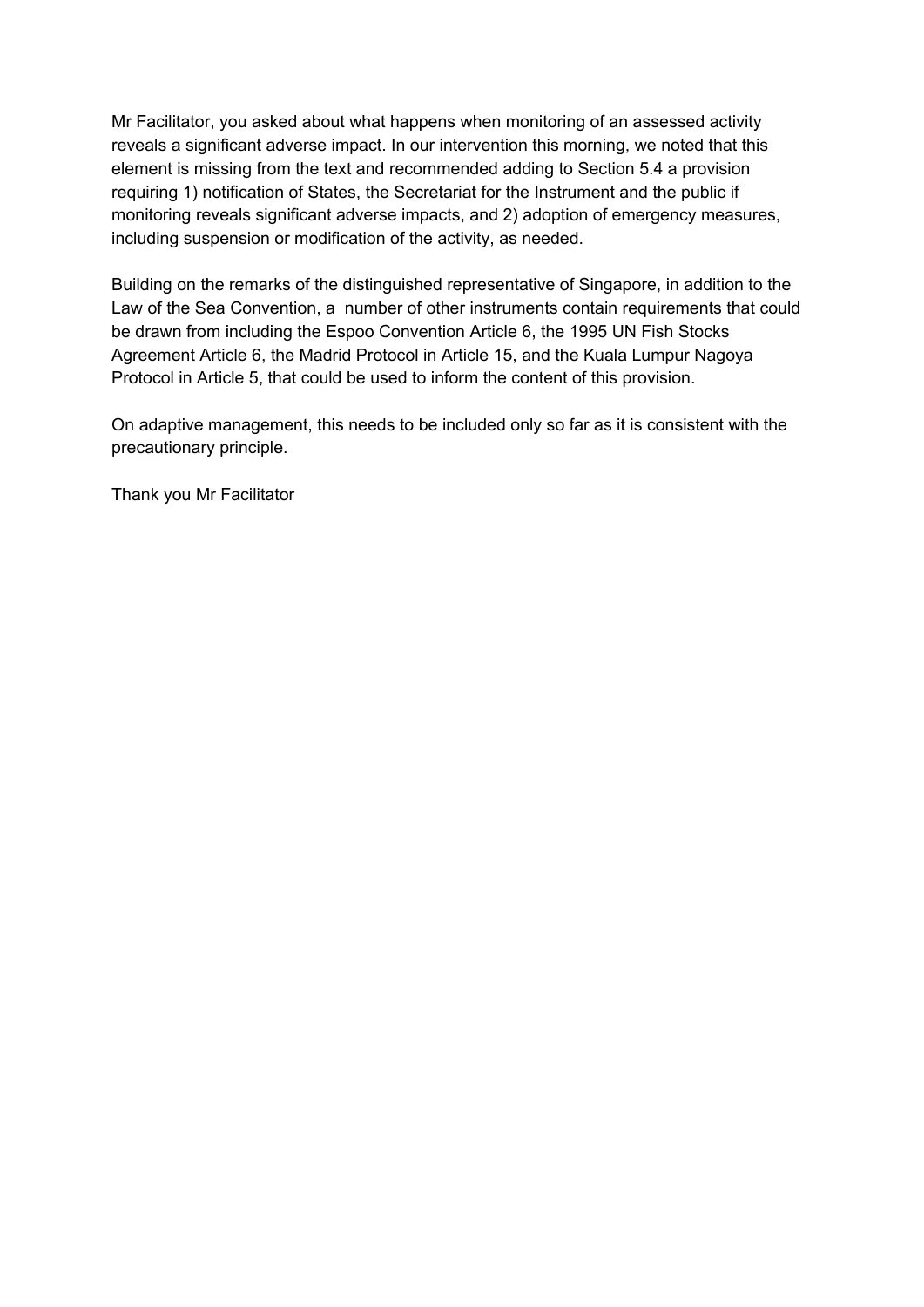Mr Facilitator, you asked about what happens when monitoring of an assessed activity reveals a significant adverse impact. In our intervention this morning, we noted that this element is missing from the text and recommended adding to Section 5.4 a provision requiring 1) notification of States, the Secretariat for the Instrument and the public if monitoring reveals significant adverse impacts, and 2) adoption of emergency measures, including suspension or modification of the activity, as needed.

Building on the remarks of the distinguished representative of Singapore, in addition to the Law of the Sea Convention, a number of other instruments contain requirements that could be drawn from including the Espoo Convention Article 6, the 1995 UN Fish Stocks Agreement Article 6, the Madrid Protocol in Article 15, and the Kuala Lumpur Nagoya Protocol in Article 5, that could be used to inform the content of this provision.

On adaptive management, this needs to be included only so far as it is consistent with the precautionary principle.

Thank you Mr Facilitator